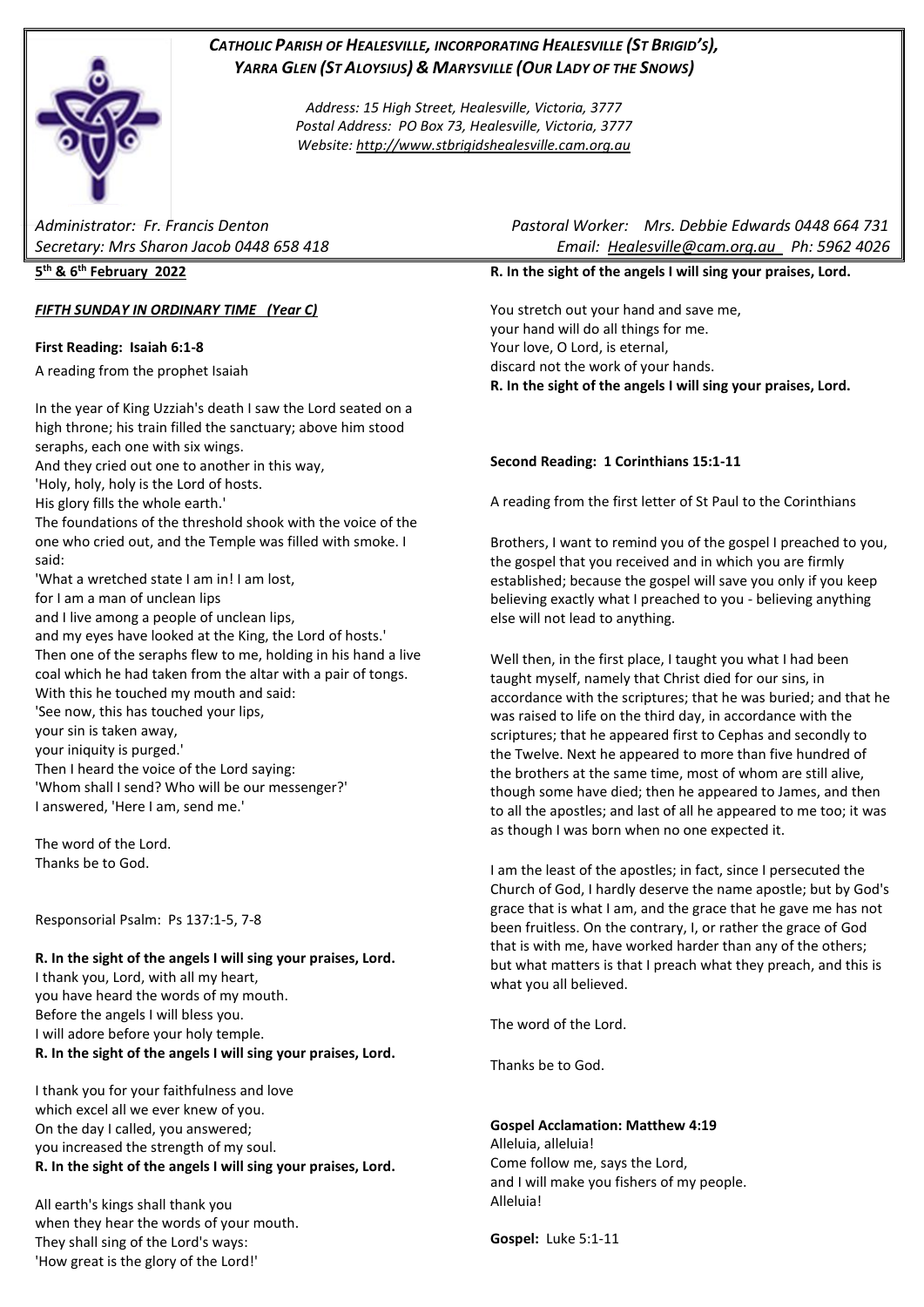# *CATHOLIC PARISH OF HEALESVILLE, INCORPORATING HEALESVILLE (ST BRIGID'S), YARRA GLEN (ST ALOYSIUS) & MARYSVILLE (OUR LADY OF THE SNOWS)*

*Address: 15 High Street, Healesville, Victoria, 3777*
*Postal Address: PO Box 73, Healesville, Victoria, 3777*
*Website: http://www.stbrigidshealesville.cam.org.au*

*Administrator: Fr. Francis Denton*
*Secretary: Mrs Sharon Jacob 0448 658 418*
*Pastoral Worker: Mrs. Debbie Edwards 0448 664 731*
*Email: Healesville@cam.org.au Ph: 5962 4026*

**5th & 6th February 2022**

***FIFTH SUNDAY IN ORDINARY TIME (Year C)***

**First Reading: Isaiah 6:1-8**

A reading from the prophet Isaiah

In the year of King Uzziah's death I saw the Lord seated on a high throne; his train filled the sanctuary; above him stood seraphs, each one with six wings.
And they cried out one to another in this way,
'Holy, holy, holy is the Lord of hosts.
His glory fills the whole earth.'
The foundations of the threshold shook with the voice of the one who cried out, and the Temple was filled with smoke. I said:
'What a wretched state I am in! I am lost,
for I am a man of unclean lips
and I live among a people of unclean lips,
and my eyes have looked at the King, the Lord of hosts.'
Then one of the seraphs flew to me, holding in his hand a live coal which he had taken from the altar with a pair of tongs.
With this he touched my mouth and said:
'See now, this has touched your lips,
your sin is taken away,
your iniquity is purged.'
Then I heard the voice of the Lord saying:
'Whom shall I send? Who will be our messenger?'
I answered, 'Here I am, send me.'

The word of the Lord.
Thanks be to God.

Responsorial Psalm: Ps 137:1-5, 7-8

**R. In the sight of the angels I will sing your praises, Lord.**
I thank you, Lord, with all my heart,
you have heard the words of my mouth.
Before the angels I will bless you.
I will adore before your holy temple.
**R. In the sight of the angels I will sing your praises, Lord.**

I thank you for your faithfulness and love
which excel all we ever knew of you.
On the day I called, you answered;
you increased the strength of my soul.
**R. In the sight of the angels I will sing your praises, Lord.**

All earth's kings shall thank you
when they hear the words of your mouth.
They shall sing of the Lord's ways:
'How great is the glory of the Lord!'
**R. In the sight of the angels I will sing your praises, Lord.**

You stretch out your hand and save me,
your hand will do all things for me.
Your love, O Lord, is eternal,
discard not the work of your hands.
**R. In the sight of the angels I will sing your praises, Lord.**

**Second Reading: 1 Corinthians 15:1-11**

A reading from the first letter of St Paul to the Corinthians

Brothers, I want to remind you of the gospel I preached to you, the gospel that you received and in which you are firmly established; because the gospel will save you only if you keep believing exactly what I preached to you - believing anything else will not lead to anything.

Well then, in the first place, I taught you what I had been taught myself, namely that Christ died for our sins, in accordance with the scriptures; that he was buried; and that he was raised to life on the third day, in accordance with the scriptures; that he appeared first to Cephas and secondly to the Twelve. Next he appeared to more than five hundred of the brothers at the same time, most of whom are still alive, though some have died; then he appeared to James, and then to all the apostles; and last of all he appeared to me too; it was as though I was born when no one expected it.

I am the least of the apostles; in fact, since I persecuted the Church of God, I hardly deserve the name apostle; but by God's grace that is what I am, and the grace that he gave me has not been fruitless. On the contrary, I, or rather the grace of God that is with me, have worked harder than any of the others; but what matters is that I preach what they preach, and this is what you all believed.

The word of the Lord.

Thanks be to God.

**Gospel Acclamation: Matthew 4:19**
Alleluia, alleluia!
Come follow me, says the Lord,
and I will make you fishers of my people.
Alleluia!

**Gospel:** Luke 5:1-11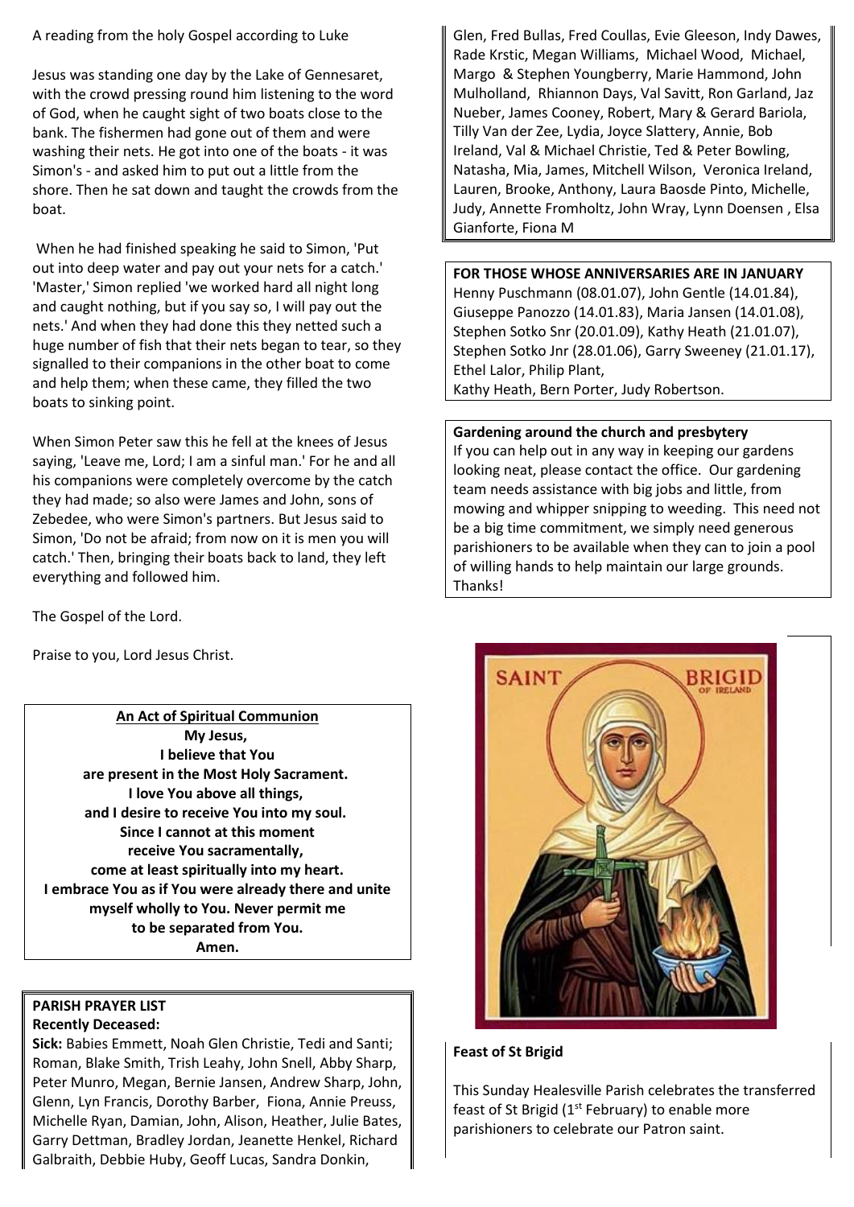A reading from the holy Gospel according to Luke

Jesus was standing one day by the Lake of Gennesaret, with the crowd pressing round him listening to the word of God, when he caught sight of two boats close to the bank. The fishermen had gone out of them and were washing their nets. He got into one of the boats - it was Simon's - and asked him to put out a little from the shore. Then he sat down and taught the crowds from the boat.

When he had finished speaking he said to Simon, 'Put out into deep water and pay out your nets for a catch.' 'Master,' Simon replied 'we worked hard all night long and caught nothing, but if you say so, I will pay out the nets.' And when they had done this they netted such a huge number of fish that their nets began to tear, so they signalled to their companions in the other boat to come and help them; when these came, they filled the two boats to sinking point.

When Simon Peter saw this he fell at the knees of Jesus saying, 'Leave me, Lord; I am a sinful man.' For he and all his companions were completely overcome by the catch they had made; so also were James and John, sons of Zebedee, who were Simon's partners. But Jesus said to Simon, 'Do not be afraid; from now on it is men you will catch.' Then, bringing their boats back to land, they left everything and followed him.

The Gospel of the Lord.

Praise to you, Lord Jesus Christ.

**An Act of Spiritual Communion**

**My Jesus,
I believe that You
are present in the Most Holy Sacrament.
I love You above all things,
and I desire to receive You into my soul.
Since I cannot at this moment
receive You sacramentally,
come at least spiritually into my heart.
I embrace You as if You were already there and unite
myself wholly to You. Never permit me
to be separated from You.
Amen.**

**PARISH PRAYER LIST**
**Recently Deceased:**
**Sick:** Babies Emmett, Noah Glen Christie, Tedi and Santi; Roman, Blake Smith, Trish Leahy, John Snell, Abby Sharp, Peter Munro, Megan, Bernie Jansen, Andrew Sharp, John, Glenn, Lyn Francis, Dorothy Barber, Fiona, Annie Preuss, Michelle Ryan, Damian, John, Alison, Heather, Julie Bates, Garry Dettman, Bradley Jordan, Jeanette Henkel, Richard Galbraith, Debbie Huby, Geoff Lucas, Sandra Donkin, Glen, Fred Bullas, Fred Coullas, Evie Gleeson, Indy Dawes, Rade Krstic, Megan Williams, Michael Wood, Michael, Margo & Stephen Youngberry, Marie Hammond, John Mulholland, Rhiannon Days, Val Savitt, Ron Garland, Jaz Nueber, James Cooney, Robert, Mary & Gerard Bariola, Tilly Van der Zee, Lydia, Joyce Slattery, Annie, Bob Ireland, Val & Michael Christie, Ted & Peter Bowling, Natasha, Mia, James, Mitchell Wilson, Veronica Ireland, Lauren, Brooke, Anthony, Laura Baosde Pinto, Michelle, Judy, Annette Fromholtz, John Wray, Lynn Doensen , Elsa Gianforte, Fiona M

**FOR THOSE WHOSE ANNIVERSARIES ARE IN JANUARY**
Henny Puschmann (08.01.07), John Gentle (14.01.84), Giuseppe Panozzo (14.01.83), Maria Jansen (14.01.08), Stephen Sotko Snr (20.01.09), Kathy Heath (21.01.07), Stephen Sotko Jnr (28.01.06), Garry Sweeney (21.01.17), Ethel Lalor, Philip Plant,
Kathy Heath, Bern Porter, Judy Robertson.

**Gardening around the church and presbytery**
If you can help out in any way in keeping our gardens looking neat, please contact the office. Our gardening team needs assistance with big jobs and little, from mowing and whipper snipping to weeding. This need not be a big time commitment, we simply need generous parishioners to be available when they can to join a pool of willing hands to help maintain our large grounds. Thanks!

**Feast of St Brigid**

This Sunday Healesville Parish celebrates the transferred feast of St Brigid (1st February) to enable more parishioners to celebrate our Patron saint.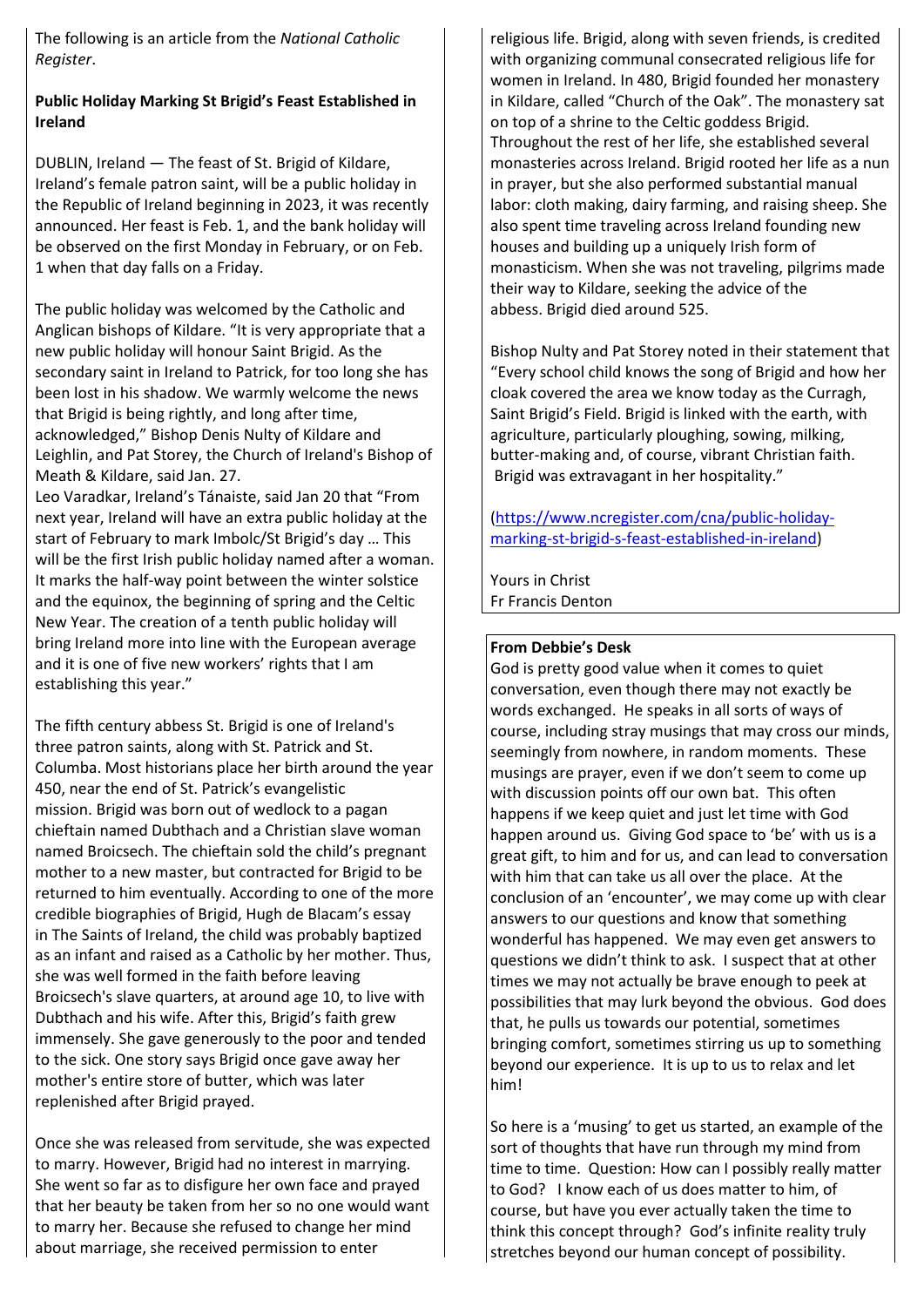The following is an article from the *National Catholic Register*.

**Public Holiday Marking St Brigid's Feast Established in Ireland**

DUBLIN, Ireland — The feast of St. Brigid of Kildare, Ireland's female patron saint, will be a public holiday in the Republic of Ireland beginning in 2023, it was recently announced. Her feast is Feb. 1, and the bank holiday will be observed on the first Monday in February, or on Feb. 1 when that day falls on a Friday.

The public holiday was welcomed by the Catholic and Anglican bishops of Kildare. "It is very appropriate that a new public holiday will honour Saint Brigid. As the secondary saint in Ireland to Patrick, for too long she has been lost in his shadow. We warmly welcome the news that Brigid is being rightly, and long after time, acknowledged," Bishop Denis Nulty of Kildare and Leighlin, and Pat Storey, the Church of Ireland's Bishop of Meath & Kildare, said Jan. 27.

Leo Varadkar, Ireland's Tánaiste, said Jan 20 that "From next year, Ireland will have an extra public holiday at the start of February to mark Imbolc/St Brigid's day … This will be the first Irish public holiday named after a woman. It marks the half-way point between the winter solstice and the equinox, the beginning of spring and the Celtic New Year. The creation of a tenth public holiday will bring Ireland more into line with the European average and it is one of five new workers' rights that I am establishing this year."

The fifth century abbess St. Brigid is one of Ireland's three patron saints, along with St. Patrick and St. Columba. Most historians place her birth around the year 450, near the end of St. Patrick's evangelistic mission. Brigid was born out of wedlock to a pagan chieftain named Dubthach and a Christian slave woman named Broicsech. The chieftain sold the child's pregnant mother to a new master, but contracted for Brigid to be returned to him eventually. According to one of the more credible biographies of Brigid, Hugh de Blacam's essay in The Saints of Ireland, the child was probably baptized as an infant and raised as a Catholic by her mother. Thus, she was well formed in the faith before leaving Broicsech's slave quarters, at around age 10, to live with Dubthach and his wife. After this, Brigid's faith grew immensely. She gave generously to the poor and tended to the sick. One story says Brigid once gave away her mother's entire store of butter, which was later replenished after Brigid prayed.

Once she was released from servitude, she was expected to marry. However, Brigid had no interest in marrying. She went so far as to disfigure her own face and prayed that her beauty be taken from her so no one would want to marry her. Because she refused to change her mind about marriage, she received permission to enter religious life. Brigid, along with seven friends, is credited with organizing communal consecrated religious life for women in Ireland. In 480, Brigid founded her monastery in Kildare, called "Church of the Oak". The monastery sat on top of a shrine to the Celtic goddess Brigid. Throughout the rest of her life, she established several monasteries across Ireland. Brigid rooted her life as a nun in prayer, but she also performed substantial manual labor: cloth making, dairy farming, and raising sheep. She also spent time traveling across Ireland founding new houses and building up a uniquely Irish form of monasticism. When she was not traveling, pilgrims made their way to Kildare, seeking the advice of the abbess. Brigid died around 525.

Bishop Nulty and Pat Storey noted in their statement that "Every school child knows the song of Brigid and how her cloak covered the area we know today as the Curragh, Saint Brigid's Field. Brigid is linked with the earth, with agriculture, particularly ploughing, sowing, milking, butter-making and, of course, vibrant Christian faith. Brigid was extravagant in her hospitality."

(https://www.ncregister.com/cna/public-holiday-marking-st-brigid-s-feast-established-in-ireland)

Yours in Christ
Fr Francis Denton

**From Debbie's Desk**

God is pretty good value when it comes to quiet conversation, even though there may not exactly be words exchanged. He speaks in all sorts of ways of course, including stray musings that may cross our minds, seemingly from nowhere, in random moments. These musings are prayer, even if we don't seem to come up with discussion points off our own bat. This often happens if we keep quiet and just let time with God happen around us. Giving God space to 'be' with us is a great gift, to him and for us, and can lead to conversation with him that can take us all over the place. At the conclusion of an 'encounter', we may come up with clear answers to our questions and know that something wonderful has happened. We may even get answers to questions we didn't think to ask. I suspect that at other times we may not actually be brave enough to peek at possibilities that may lurk beyond the obvious. God does that, he pulls us towards our potential, sometimes bringing comfort, sometimes stirring us up to something beyond our experience. It is up to us to relax and let him!

So here is a 'musing' to get us started, an example of the sort of thoughts that have run through my mind from time to time. Question: How can I possibly really matter to God? I know each of us does matter to him, of course, but have you ever actually taken the time to think this concept through? God's infinite reality truly stretches beyond our human concept of possibility.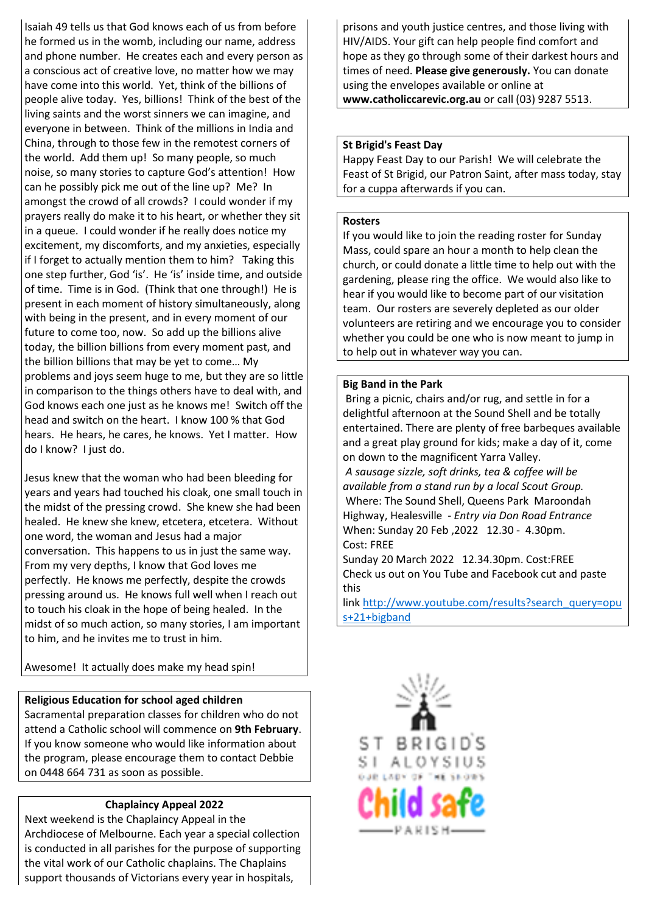Isaiah 49 tells us that God knows each of us from before he formed us in the womb, including our name, address and phone number. He creates each and every person as a conscious act of creative love, no matter how we may have come into this world. Yet, think of the billions of people alive today. Yes, billions! Think of the best of the living saints and the worst sinners we can imagine, and everyone in between. Think of the millions in India and China, through to those few in the remotest corners of the world. Add them up! So many people, so much noise, so many stories to capture God's attention! How can he possibly pick me out of the line up? Me? In amongst the crowd of all crowds? I could wonder if my prayers really do make it to his heart, or whether they sit in a queue. I could wonder if he really does notice my excitement, my discomforts, and my anxieties, especially if I forget to actually mention them to him? Taking this one step further, God 'is'. He 'is' inside time, and outside of time. Time is in God. (Think that one through!) He is present in each moment of history simultaneously, along with being in the present, and in every moment of our future to come too, now. So add up the billions alive today, the billion billions from every moment past, and the billion billions that may be yet to come… My problems and joys seem huge to me, but they are so little in comparison to the things others have to deal with, and God knows each one just as he knows me! Switch off the head and switch on the heart. I know 100 % that God hears. He hears, he cares, he knows. Yet I matter. How do I know? I just do.

Jesus knew that the woman who had been bleeding for years and years had touched his cloak, one small touch in the midst of the pressing crowd. She knew she had been healed. He knew she knew, etcetera, etcetera. Without one word, the woman and Jesus had a major conversation. This happens to us in just the same way. From my very depths, I know that God loves me perfectly. He knows me perfectly, despite the crowds pressing around us. He knows full well when I reach out to touch his cloak in the hope of being healed. In the midst of so much action, so many stories, I am important to him, and he invites me to trust in him.

Awesome! It actually does make my head spin!

**Religious Education for school aged children**

Sacramental preparation classes for children who do not attend a Catholic school will commence on **9th February**. If you know someone who would like information about the program, please encourage them to contact Debbie on 0448 664 731 as soon as possible.

**Chaplaincy Appeal 2022**

Next weekend is the Chaplaincy Appeal in the Archdiocese of Melbourne. Each year a special collection is conducted in all parishes for the purpose of supporting the vital work of our Catholic chaplains. The Chaplains support thousands of Victorians every year in hospitals, prisons and youth justice centres, and those living with HIV/AIDS. Your gift can help people find comfort and hope as they go through some of their darkest hours and times of need. **Please give generously.** You can donate using the envelopes available or online at **www.catholiccarevic.org.au** or call (03) 9287 5513.

**St Brigid's Feast Day**

Happy Feast Day to our Parish! We will celebrate the Feast of St Brigid, our Patron Saint, after mass today, stay for a cuppa afterwards if you can.

**Rosters**

If you would like to join the reading roster for Sunday Mass, could spare an hour a month to help clean the church, or could donate a little time to help out with the gardening, please ring the office. We would also like to hear if you would like to become part of our visitation team. Our rosters are severely depleted as our older volunteers are retiring and we encourage you to consider whether you could be one who is now meant to jump in to help out in whatever way you can.

**Big Band in the Park**

Bring a picnic, chairs and/or rug, and settle in for a delightful afternoon at the Sound Shell and be totally entertained. There are plenty of free barbeques available and a great play ground for kids; make a day of it, come on down to the magnificent Yarra Valley.

*A sausage sizzle, soft drinks, tea & coffee will be available from a stand run by a local Scout Group.*

Where: The Sound Shell, Queens Park Maroondah Highway, Healesville - *Entry via Don Road Entrance*

When: Sunday 20 Feb ,2022 12.30 - 4.30pm.

Cost: FREE

Sunday 20 March 2022 12.34.30pm. Cost:FREE

Check us out on You Tube and Facebook cut and paste this link http://www.youtube.com/results?search_query=opus+21+bigband

ST BRIGID'S
ST ALOYSIUS
OUR LADY OF THE SNOWS
Child safe
PARISH